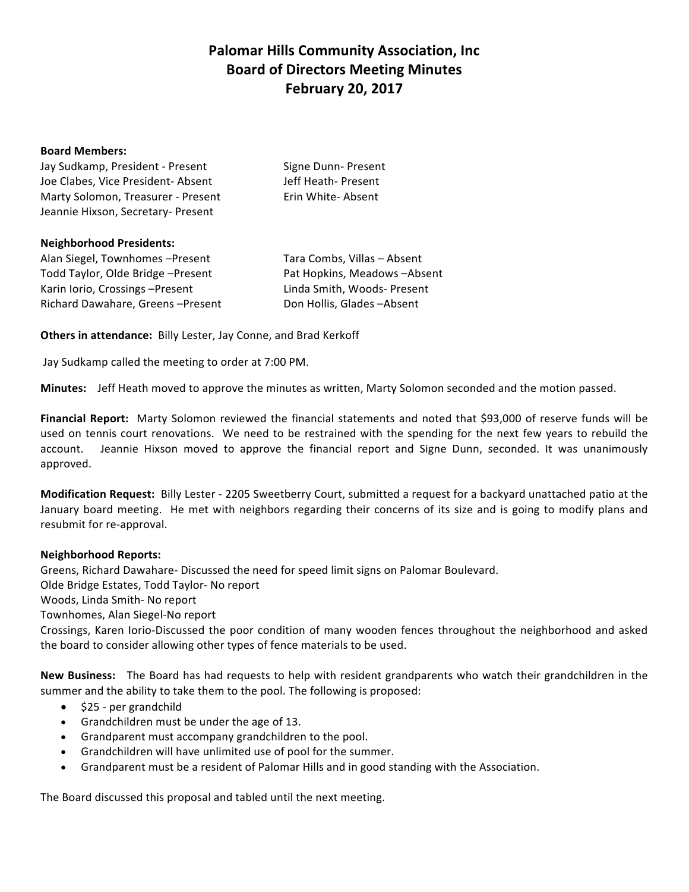# Palomar Hills Community Association, Inc
## Board of Directors Meeting Minutes
## February 20, 2017

**Board Members:**

Jay Sudkamp, President - Present
Joe Clabes, Vice President- Absent
Marty Solomon, Treasurer - Present
Jeannie Hixson, Secretary- Present
Signe Dunn- Present
Jeff Heath- Present
Erin White- Absent

**Neighborhood Presidents:**

Alan Siegel, Townhomes –Present
Todd Taylor, Olde Bridge –Present
Karin Iorio, Crossings –Present
Richard Dawahare, Greens –Present
Tara Combs, Villas – Absent
Pat Hopkins, Meadows –Absent
Linda Smith, Woods- Present
Don Hollis, Glades –Absent

**Others in attendance:** Billy Lester, Jay Conne, and Brad Kerkoff

Jay Sudkamp called the meeting to order at 7:00 PM.

**Minutes:** Jeff Heath moved to approve the minutes as written, Marty Solomon seconded and the motion passed.

**Financial Report:** Marty Solomon reviewed the financial statements and noted that $93,000 of reserve funds will be used on tennis court renovations. We need to be restrained with the spending for the next few years to rebuild the account. Jeannie Hixson moved to approve the financial report and Signe Dunn, seconded. It was unanimously approved.

**Modification Request:** Billy Lester - 2205 Sweetberry Court, submitted a request for a backyard unattached patio at the January board meeting. He met with neighbors regarding their concerns of its size and is going to modify plans and resubmit for re-approval.

**Neighborhood Reports:**

Greens, Richard Dawahare- Discussed the need for speed limit signs on Palomar Boulevard.
Olde Bridge Estates, Todd Taylor- No report
Woods, Linda Smith- No report
Townhomes, Alan Siegel-No report
Crossings, Karen Iorio-Discussed the poor condition of many wooden fences throughout the neighborhood and asked the board to consider allowing other types of fence materials to be used.

**New Business:** The Board has had requests to help with resident grandparents who watch their grandchildren in the summer and the ability to take them to the pool. The following is proposed:

- $25 - per grandchild
- Grandchildren must be under the age of 13.
- Grandparent must accompany grandchildren to the pool.
- Grandchildren will have unlimited use of pool for the summer.
- Grandparent must be a resident of Palomar Hills and in good standing with the Association.

The Board discussed this proposal and tabled until the next meeting.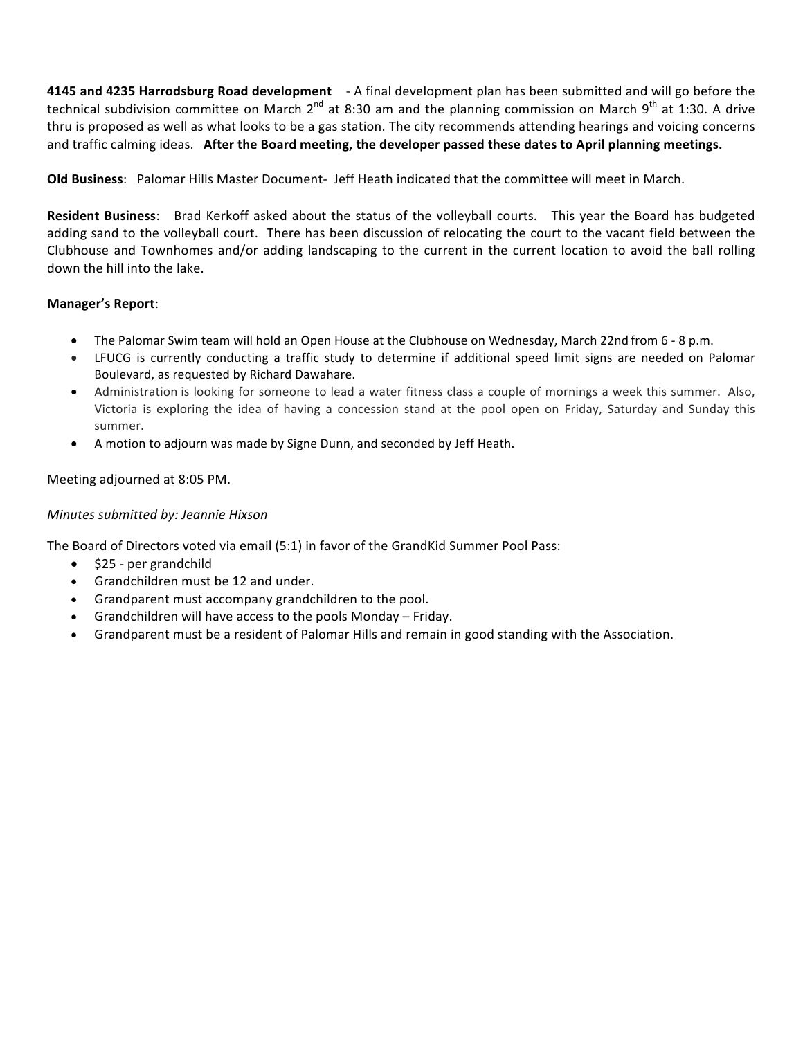**4145 and 4235 Harrodsburg Road development** - A final development plan has been submitted and will go before the technical subdivision committee on March 2nd at 8:30 am and the planning commission on March 9th at 1:30. A drive thru is proposed as well as what looks to be a gas station. The city recommends attending hearings and voicing concerns and traffic calming ideas. **After the Board meeting, the developer passed these dates to April planning meetings.**

**Old Business**: Palomar Hills Master Document- Jeff Heath indicated that the committee will meet in March.

**Resident Business**: Brad Kerkoff asked about the status of the volleyball courts. This year the Board has budgeted adding sand to the volleyball court. There has been discussion of relocating the court to the vacant field between the Clubhouse and Townhomes and/or adding landscaping to the current in the current location to avoid the ball rolling down the hill into the lake.

**Manager's Report**:

- The Palomar Swim team will hold an Open House at the Clubhouse on Wednesday, March 22nd from 6 - 8 p.m.
- LFUCG is currently conducting a traffic study to determine if additional speed limit signs are needed on Palomar Boulevard, as requested by Richard Dawahare.
- Administration is looking for someone to lead a water fitness class a couple of mornings a week this summer. Also, Victoria is exploring the idea of having a concession stand at the pool open on Friday, Saturday and Sunday this summer.
- A motion to adjourn was made by Signe Dunn, and seconded by Jeff Heath.

Meeting adjourned at 8:05 PM.

*Minutes submitted by: Jeannie Hixson*

The Board of Directors voted via email (5:1) in favor of the GrandKid Summer Pool Pass:

- $25 - per grandchild
- Grandchildren must be 12 and under.
- Grandparent must accompany grandchildren to the pool.
- Grandchildren will have access to the pools Monday – Friday.
- Grandparent must be a resident of Palomar Hills and remain in good standing with the Association.